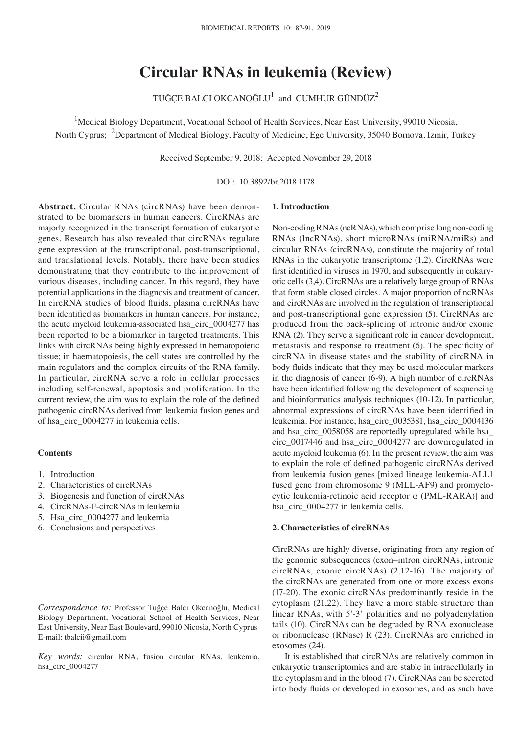# Circular RNAs in leukemia (Review)

TUĞÇE BALCI OKCANOĞLU[1] and CUMHUR GÜNDÜZ[2]

[1]Medical Biology Department, Vocational School of Health Services, Near East University, 99010 Nicosia, North Cyprus; [2]Department of Medical Biology, Faculty of Medicine, Ege University, 35040 Bornova, Izmir, Turkey

Received September 9, 2018; Accepted November 29, 2018

DOI: 10.3892/br.2018.1178

**Abstract.** Circular RNAs (circRNAs) have been demonstrated to be biomarkers in human cancers. CircRNAs are majorly recognized in the transcript formation of eukaryotic genes. Research has also revealed that circRNAs regulate gene expression at the transcriptional, post-transcriptional, and translational levels. Notably, there have been studies demonstrating that they contribute to the improvement of various diseases, including cancer. In this regard, they have potential applications in the diagnosis and treatment of cancer. In circRNA studies of blood fluids, plasma circRNAs have been identified as biomarkers in human cancers. For instance, the acute myeloid leukemia-associated hsa_circ_0004277 has been reported to be a biomarker in targeted treatments. This links with circRNAs being highly expressed in hematopoietic tissue; in haematopoiesis, the cell states are controlled by the main regulators and the complex circuits of the RNA family. In particular, circRNA serve a role in cellular processes including self-renewal, apoptosis and proliferation. In the current review, the aim was to explain the role of the defined pathogenic circRNAs derived from leukemia fusion genes and of hsa_circ_0004277 in leukemia cells.

**Contents**

1. Introduction
2. Characteristics of circRNAs
3. Biogenesis and function of circRNAs
4. CircRNAs-F-circRNAs in leukemia
5. Hsa_circ_0004277 and leukemia
6. Conclusions and perspectives

*Correspondence to:* Professor Tuğçe Balcı Okcanoğlu, Medical Biology Department, Vocational School of Health Services, Near East University, Near East Boulevard, 99010 Nicosia, North Cyprus
E-mail: tbalcii@gmail.com

*Key words:* circular RNA, fusion circular RNAs, leukemia, hsa_circ_0004277

## 1. Introduction

Non-coding RNAs (ncRNAs), which comprise long non-coding RNAs (lncRNAs), short microRNAs (miRNA/miRs) and circular RNAs (circRNAs), constitute the majority of total RNAs in the eukaryotic transcriptome (1,2). CircRNAs were first identified in viruses in 1970, and subsequently in eukaryotic cells (3,4). CircRNAs are a relatively large group of RNAs that form stable closed circles. A major proportion of ncRNAs and circRNAs are involved in the regulation of transcriptional and post-transcriptional gene expression (5). CircRNAs are produced from the back-splicing of intronic and/or exonic RNA (2). They serve a significant role in cancer development, metastasis and response to treatment (6). The specificity of circRNA in disease states and the stability of circRNA in body fluids indicate that they may be used molecular markers in the diagnosis of cancer (6-9). A high number of circRNAs have been identified following the development of sequencing and bioinformatics analysis techniques (10-12). In particular, abnormal expressions of circRNAs have been identified in leukemia. For instance, hsa_circ_0035381, hsa_circ_0004136 and hsa_circ_0058058 are reportedly upregulated while hsa_circ_0017446 and hsa_circ_0004277 are downregulated in acute myeloid leukemia (6). In the present review, the aim was to explain the role of defined pathogenic circRNAs derived from leukemia fusion genes [mixed lineage leukemia-ALL1 fused gene from chromosome 9 (MLL-AF9) and promyelocytic leukemia-retinoic acid receptor α (PML-RARA)] and hsa_circ_0004277 in leukemia cells.

## 2. Characteristics of circRNAs

CircRNAs are highly diverse, originating from any region of the genomic subsequences (exon–intron circRNAs, intronic circRNAs, exonic circRNAs) (2,12-16). The majority of the circRNAs are generated from one or more excess exons (17-20). The exonic circRNAs predominantly reside in the cytoplasm (21,22). They have a more stable structure than linear RNAs, with 5'-3' polarities and no polyadenylation tails (10). CircRNAs can be degraded by RNA exonuclease or ribonuclease (RNase) R (23). CircRNAs are enriched in exosomes (24).

It is established that circRNAs are relatively common in eukaryotic transcriptomics and are stable in intracellularly in the cytoplasm and in the blood (7). CircRNAs can be secreted into body fluids or developed in exosomes, and as such have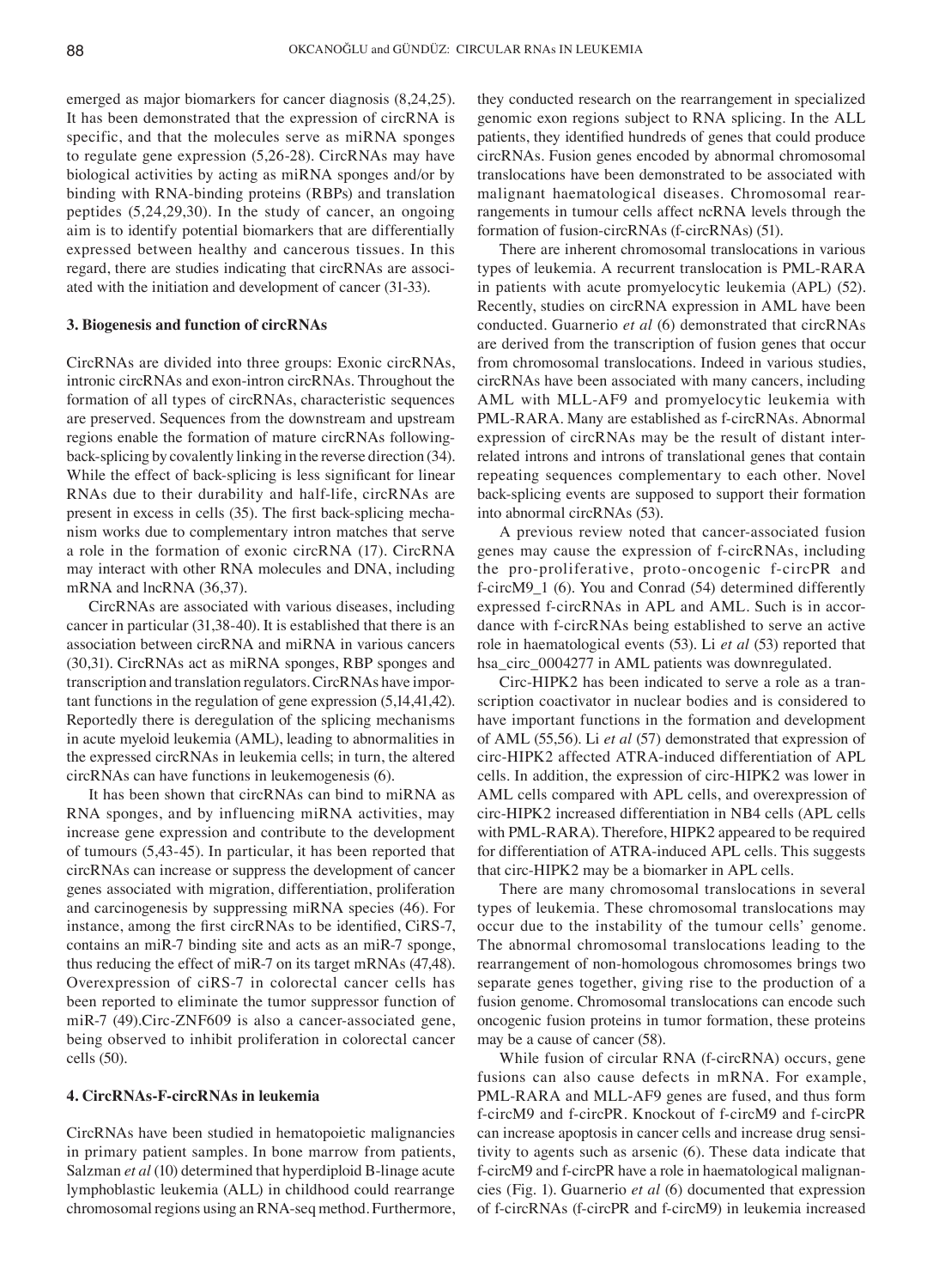emerged as major biomarkers for cancer diagnosis (8,24,25). It has been demonstrated that the expression of circRNA is specific, and that the molecules serve as miRNA sponges to regulate gene expression (5,26-28). CircRNAs may have biological activities by acting as miRNA sponges and/or by binding with RNA-binding proteins (RBPs) and translation peptides (5,24,29,30). In the study of cancer, an ongoing aim is to identify potential biomarkers that are differentially expressed between healthy and cancerous tissues. In this regard, there are studies indicating that circRNAs are associated with the initiation and development of cancer (31-33).

## 3. Biogenesis and function of circRNAs

CircRNAs are divided into three groups: Exonic circRNAs, intronic circRNAs and exon-intron circRNAs. Throughout the formation of all types of circRNAs, characteristic sequences are preserved. Sequences from the downstream and upstream regions enable the formation of mature circRNAs following-back-splicing by covalently linking in the reverse direction (34). While the effect of back-splicing is less significant for linear RNAs due to their durability and half-life, circRNAs are present in excess in cells (35). The first back-splicing mechanism works due to complementary intron matches that serve a role in the formation of exonic circRNA (17). CircRNA may interact with other RNA molecules and DNA, including mRNA and lncRNA (36,37).

CircRNAs are associated with various diseases, including cancer in particular (31,38-40). It is established that there is an association between circRNA and miRNA in various cancers (30,31). CircRNAs act as miRNA sponges, RBP sponges and transcription and translation regulators. CircRNAs have important functions in the regulation of gene expression (5,14,41,42). Reportedly there is deregulation of the splicing mechanisms in acute myeloid leukemia (AML), leading to abnormalities in the expressed circRNAs in leukemia cells; in turn, the altered circRNAs can have functions in leukemogenesis (6).

It has been shown that circRNAs can bind to miRNA as RNA sponges, and by influencing miRNA activities, may increase gene expression and contribute to the development of tumours (5,43-45). In particular, it has been reported that circRNAs can increase or suppress the development of cancer genes associated with migration, differentiation, proliferation and carcinogenesis by suppressing miRNA species (46). For instance, among the first circRNAs to be identified, CiRS-7, contains an miR-7 binding site and acts as an miR-7 sponge, thus reducing the effect of miR-7 on its target mRNAs (47,48). Overexpression of ciRS-7 in colorectal cancer cells has been reported to eliminate the tumor suppressor function of miR-7 (49).Circ-ZNF609 is also a cancer-associated gene, being observed to inhibit proliferation in colorectal cancer cells (50).

## 4. CircRNAs-F-circRNAs in leukemia

CircRNAs have been studied in hematopoietic malignancies in primary patient samples. In bone marrow from patients, Salzman *et al* (10) determined that hyperdiploid B-linage acute lymphoblastic leukemia (ALL) in childhood could rearrange chromosomal regions using an RNA-seq method. Furthermore, they conducted research on the rearrangement in specialized genomic exon regions subject to RNA splicing. In the ALL patients, they identified hundreds of genes that could produce circRNAs. Fusion genes encoded by abnormal chromosomal translocations have been demonstrated to be associated with malignant haematological diseases. Chromosomal rearrangements in tumour cells affect ncRNA levels through the formation of fusion-circRNAs (f-circRNAs) (51).

There are inherent chromosomal translocations in various types of leukemia. A recurrent translocation is PML-RARA in patients with acute promyelocytic leukemia (APL) (52). Recently, studies on circRNA expression in AML have been conducted. Guarnerio *et al* (6) demonstrated that circRNAs are derived from the transcription of fusion genes that occur from chromosomal translocations. Indeed in various studies, circRNAs have been associated with many cancers, including AML with MLL-AF9 and promyelocytic leukemia with PML-RARA. Many are established as f-circRNAs. Abnormal expression of circRNAs may be the result of distant interrelated introns and introns of translational genes that contain repeating sequences complementary to each other. Novel back-splicing events are supposed to support their formation into abnormal circRNAs (53).

A previous review noted that cancer-associated fusion genes may cause the expression of f-circRNAs, including the pro-proliferative, proto-oncogenic f-circPR and f-circM9_1 (6). You and Conrad (54) determined differently expressed f-circRNAs in APL and AML. Such is in accordance with f-circRNAs being established to serve an active role in haematological events (53). Li *et al* (53) reported that hsa_circ_0004277 in AML patients was downregulated.

Circ-HIPK2 has been indicated to serve a role as a transcription coactivator in nuclear bodies and is considered to have important functions in the formation and development of AML (55,56). Li *et al* (57) demonstrated that expression of circ-HIPK2 affected ATRA-induced differentiation of APL cells. In addition, the expression of circ-HIPK2 was lower in AML cells compared with APL cells, and overexpression of circ-HIPK2 increased differentiation in NB4 cells (APL cells with PML-RARA). Therefore, HIPK2 appeared to be required for differentiation of ATRA-induced APL cells. This suggests that circ-HIPK2 may be a biomarker in APL cells.

There are many chromosomal translocations in several types of leukemia. These chromosomal translocations may occur due to the instability of the tumour cells' genome. The abnormal chromosomal translocations leading to the rearrangement of non-homologous chromosomes brings two separate genes together, giving rise to the production of a fusion genome. Chromosomal translocations can encode such oncogenic fusion proteins in tumor formation, these proteins may be a cause of cancer (58).

While fusion of circular RNA (f-circRNA) occurs, gene fusions can also cause defects in mRNA. For example, PML-RARA and MLL-AF9 genes are fused, and thus form f-circM9 and f-circPR. Knockout of f-circM9 and f-circPR can increase apoptosis in cancer cells and increase drug sensitivity to agents such as arsenic (6). These data indicate that f-circM9 and f-circPR have a role in haematological malignancies (Fig. 1). Guarnerio *et al* (6) documented that expression of f-circRNAs (f-circPR and f-circM9) in leukemia increased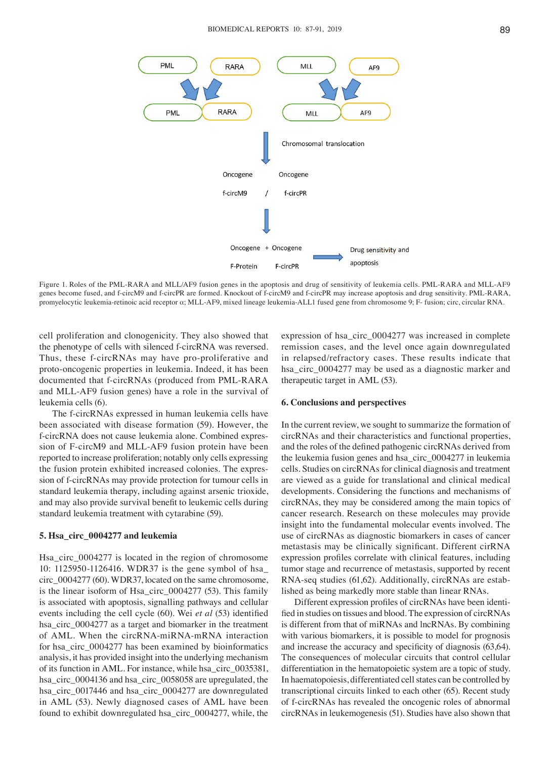Figure 1. Roles of the PML-RARA and MLL/AF9 fusion genes in the apoptosis and drug of sensitivity of leukemia cells. PML-RARA and MLL-AF9 genes become fused, and f-circM9 and f-circPR are formed. Knockout of f-circM9 and f-circPR may increase apoptosis and drug sensitivity. PML-RARA, promyelocytic leukemia-retinoic acid receptor α; MLL-AF9, mixed lineage leukemia-ALL1 fused gene from chromosome 9; F- fusion; circ, circular RNA.

cell proliferation and clonogenicity. They also showed that the phenotype of cells with silenced f-circRNA was reversed. Thus, these f-circRNAs may have pro-proliferative and proto-oncogenic properties in leukemia. Indeed, it has been documented that f-circRNAs (produced from PML-RARA and MLL-AF9 fusion genes) have a role in the survival of leukemia cells (6).

The f-circRNAs expressed in human leukemia cells have been associated with disease formation (59). However, the f-circRNA does not cause leukemia alone. Combined expression of F-circM9 and MLL-AF9 fusion protein have been reported to increase proliferation; notably only cells expressing the fusion protein exhibited increased colonies. The expression of f-circRNAs may provide protection for tumour cells in standard leukemia therapy, including against arsenic trioxide, and may also provide survival benefit to leukemic cells during standard leukemia treatment with cytarabine (59).

## 5. Hsa_circ_0004277 and leukemia

Hsa_circ_0004277 is located in the region of chromosome 10: 1125950-1126416. WDR37 is the gene symbol of hsa_circ_0004277 (60). WDR37, located on the same chromosome, is the linear isoform of Hsa_circ_0004277 (53). This family is associated with apoptosis, signalling pathways and cellular events including the cell cycle (60). Wei *et al* (53) identified hsa_circ_0004277 as a target and biomarker in the treatment of AML. When the circRNA-miRNA-mRNA interaction for hsa_circ_0004277 has been examined by bioinformatics analysis, it has provided insight into the underlying mechanism of its function in AML. For instance, while hsa_circ_0035381, hsa_circ_0004136 and hsa_circ_0058058 are upregulated, the hsa_circ_0017446 and hsa_circ_0004277 are downregulated in AML (53). Newly diagnosed cases of AML have been found to exhibit downregulated hsa_circ_0004277, while, the expression of hsa_circ_0004277 was increased in complete remission cases, and the level once again downregulated in relapsed/refractory cases. These results indicate that hsa_circ_0004277 may be used as a diagnostic marker and therapeutic target in AML (53).

## 6. Conclusions and perspectives

In the current review, we sought to summarize the formation of circRNAs and their characteristics and functional properties, and the roles of the defined pathogenic circRNAs derived from the leukemia fusion genes and hsa_circ_0004277 in leukemia cells. Studies on circRNAs for clinical diagnosis and treatment are viewed as a guide for translational and clinical medical developments. Considering the functions and mechanisms of circRNAs, they may be considered among the main topics of cancer research. Research on these molecules may provide insight into the fundamental molecular events involved. The use of circRNAs as diagnostic biomarkers in cases of cancer metastasis may be clinically significant. Different cirRNA expression profiles correlate with clinical features, including tumor stage and recurrence of metastasis, supported by recent RNA-seq studies (61,62). Additionally, circRNAs are established as being markedly more stable than linear RNAs.

Different expression profiles of circRNAs have been identified in studies on tissues and blood. The expression of circRNAs is different from that of miRNAs and lncRNAs. By combining with various biomarkers, it is possible to model for prognosis and increase the accuracy and specificity of diagnosis (63,64). The consequences of molecular circuits that control cellular differentiation in the hematopoietic system are a topic of study. In haematopoiesis, differentiated cell states can be controlled by transcriptional circuits linked to each other (65). Recent study of f-circRNAs has revealed the oncogenic roles of abnormal circRNAs in leukemogenesis (51). Studies have also shown that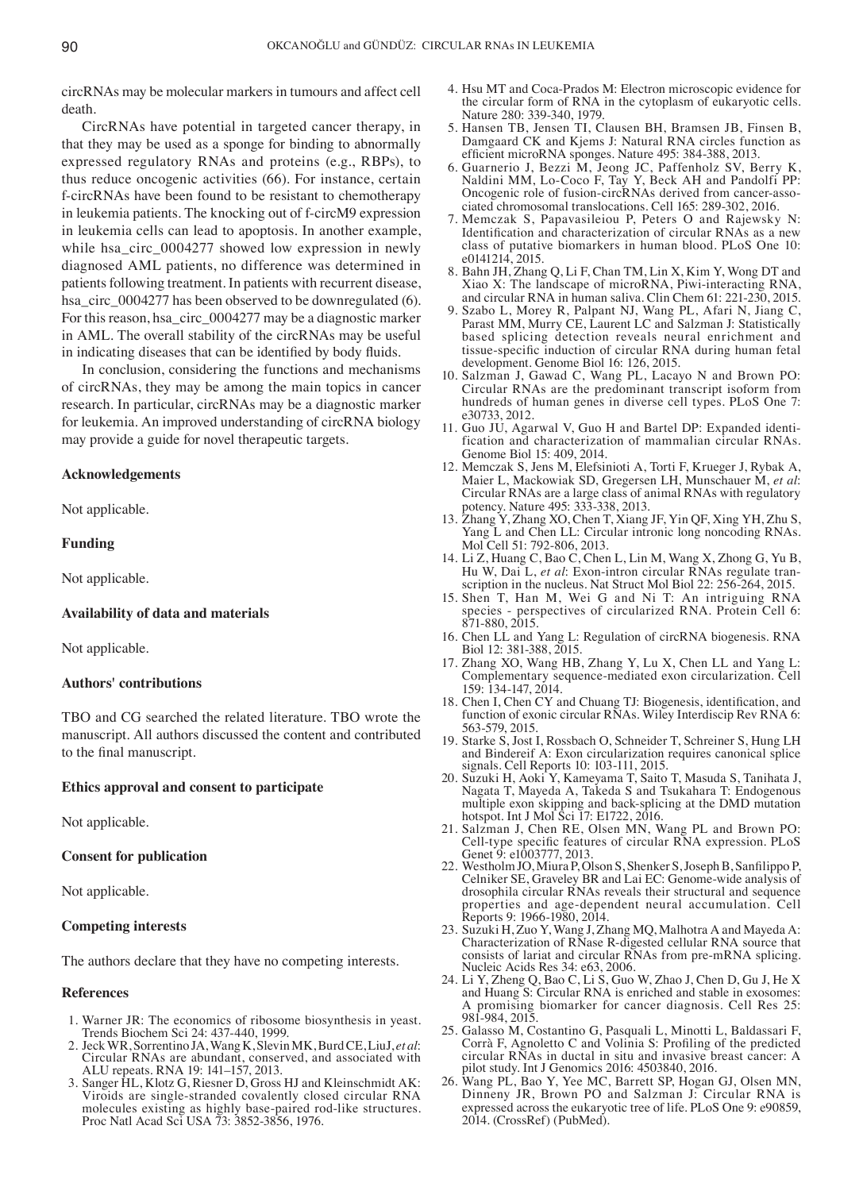circRNAs may be molecular markers in tumours and affect cell death.

CircRNAs have potential in targeted cancer therapy, in that they may be used as a sponge for binding to abnormally expressed regulatory RNAs and proteins (e.g., RBPs), to thus reduce oncogenic activities (66). For instance, certain f-circRNAs have been found to be resistant to chemotherapy in leukemia patients. The knocking out of f-circM9 expression in leukemia cells can lead to apoptosis. In another example, while hsa_circ_0004277 showed low expression in newly diagnosed AML patients, no difference was determined in patients following treatment. In patients with recurrent disease, hsa_circ_0004277 has been observed to be downregulated (6). For this reason, hsa_circ_0004277 may be a diagnostic marker in AML. The overall stability of the circRNAs may be useful in indicating diseases that can be identified by body fluids.

In conclusion, considering the functions and mechanisms of circRNAs, they may be among the main topics in cancer research. In particular, circRNAs may be a diagnostic marker for leukemia. An improved understanding of circRNA biology may provide a guide for novel therapeutic targets.

### Acknowledgements

Not applicable.

### Funding

Not applicable.

### Availability of data and materials

Not applicable.

### Authors' contributions

TBO and CG searched the related literature. TBO wrote the manuscript. All authors discussed the content and contributed to the final manuscript.

### Ethics approval and consent to participate

Not applicable.

### Consent for publication

Not applicable.

### Competing interests

The authors declare that they have no competing interests.

### References

1. Warner JR: The economics of ribosome biosynthesis in yeast. Trends Biochem Sci 24: 437-440, 1999.
2. Jeck WR, Sorrentino JA, Wang K, Slevin MK, Burd CE, Liu J, *et al*: Circular RNAs are abundant, conserved, and associated with ALU repeats. RNA 19: 141–157, 2013.
3. Sanger HL, Klotz G, Riesner D, Gross HJ and Kleinschmidt AK: Viroids are single-stranded covalently closed circular RNA molecules existing as highly base-paired rod-like structures. Proc Natl Acad Sci USA 73: 3852-3856, 1976.
4. Hsu MT and Coca-Prados M: Electron microscopic evidence for the circular form of RNA in the cytoplasm of eukaryotic cells. Nature 280: 339-340, 1979.
5. Hansen TB, Jensen TI, Clausen BH, Bramsen JB, Finsen B, Damgaard CK and Kjems J: Natural RNA circles function as efficient microRNA sponges. Nature 495: 384-388, 2013.
6. Guarnerio J, Bezzi M, Jeong JC, Paffenholz SV, Berry K, Naldini MM, Lo-Coco F, Tay Y, Beck AH and Pandolfi PP: Oncogenic role of fusion-circRNAs derived from cancer-associated chromosomal translocations. Cell 165: 289-302, 2016.
7. Memczak S, Papavasileiou P, Peters O and Rajewsky N: Identification and characterization of circular RNAs as a new class of putative biomarkers in human blood. PLoS One 10: e0141214, 2015.
8. Bahn JH, Zhang Q, Li F, Chan TM, Lin X, Kim Y, Wong DT and Xiao X: The landscape of microRNA, Piwi-interacting RNA, and circular RNA in human saliva. Clin Chem 61: 221-230, 2015.
9. Szabo L, Morey R, Palpant NJ, Wang PL, Afari N, Jiang C, Parast MM, Murry CE, Laurent LC and Salzman J: Statistically based splicing detection reveals neural enrichment and tissue-specific induction of circular RNA during human fetal development. Genome Biol 16: 126, 2015.
10. Salzman J, Gawad C, Wang PL, Lacayo N and Brown PO: Circular RNAs are the predominant transcript isoform from hundreds of human genes in diverse cell types. PLoS One 7: e30733, 2012.
11. Guo JU, Agarwal V, Guo H and Bartel DP: Expanded identification and characterization of mammalian circular RNAs. Genome Biol 15: 409, 2014.
12. Memczak S, Jens M, Elefsinioti A, Torti F, Krueger J, Rybak A, Maier L, Mackowiak SD, Gregersen LH, Munschauer M, *et al*: Circular RNAs are a large class of animal RNAs with regulatory potency. Nature 495: 333-338, 2013.
13. Zhang Y, Zhang XO, Chen T, Xiang JF, Yin QF, Xing YH, Zhu S, Yang L and Chen LL: Circular intronic long noncoding RNAs. Mol Cell 51: 792-806, 2013.
14. Li Z, Huang C, Bao C, Chen L, Lin M, Wang X, Zhong G, Yu B, Hu W, Dai L, *et al*: Exon-intron circular RNAs regulate transcription in the nucleus. Nat Struct Mol Biol 22: 256-264, 2015.
15. Shen T, Han M, Wei G and Ni T: An intriguing RNA species - perspectives of circularized RNA. Protein Cell 6: 871-880, 2015.
16. Chen LL and Yang L: Regulation of circRNA biogenesis. RNA Biol 12: 381-388, 2015.
17. Zhang XO, Wang HB, Zhang Y, Lu X, Chen LL and Yang L: Complementary sequence-mediated exon circularization. Cell 159: 134-147, 2014.
18. Chen I, Chen CY and Chuang TJ: Biogenesis, identification, and function of exonic circular RNAs. Wiley Interdiscip Rev RNA 6: 563-579, 2015.
19. Starke S, Jost I, Rossbach O, Schneider T, Schreiner S, Hung LH and Bindereif A: Exon circularization requires canonical splice signals. Cell Reports 10: 103-111, 2015.
20. Suzuki H, Aoki Y, Kameyama T, Saito T, Masuda S, Tanihata J, Nagata T, Mayeda A, Takeda S and Tsukahara T: Endogenous multiple exon skipping and back-splicing at the DMD mutation hotspot. Int J Mol Sci 17: E1722, 2016.
21. Salzman J, Chen RE, Olsen MN, Wang PL and Brown PO: Cell-type specific features of circular RNA expression. PLoS Genet 9: e1003777, 2013.
22. Westholm JO, Miura P, Olson S, Shenker S, Joseph B, Sanfilippo P, Celniker SE, Graveley BR and Lai EC: Genome-wide analysis of drosophila circular RNAs reveals their structural and sequence properties and age-dependent neural accumulation. Cell Reports 9: 1966-1980, 2014.
23. Suzuki H, Zuo Y, Wang J, Zhang MQ, Malhotra A and Mayeda A: Characterization of RNase R-digested cellular RNA source that consists of lariat and circular RNAs from pre-mRNA splicing. Nucleic Acids Res 34: e63, 2006.
24. Li Y, Zheng Q, Bao C, Li S, Guo W, Zhao J, Chen D, Gu J, He X and Huang S: Circular RNA is enriched and stable in exosomes: A promising biomarker for cancer diagnosis. Cell Res 25: 981-984, 2015.
25. Galasso M, Costantino G, Pasquali L, Minotti L, Baldassari F, Corrà F, Agnoletto C and Volinia S: Profiling of the predicted circular RNAs in ductal in situ and invasive breast cancer: A pilot study. Int J Genomics 2016: 4503840, 2016.
26. Wang PL, Bao Y, Yee MC, Barrett SP, Hogan GJ, Olsen MN, Dinneny JR, Brown PO and Salzman J: Circular RNA is expressed across the eukaryotic tree of life. PLoS One 9: e90859, 2014. (CrossRef) (PubMed).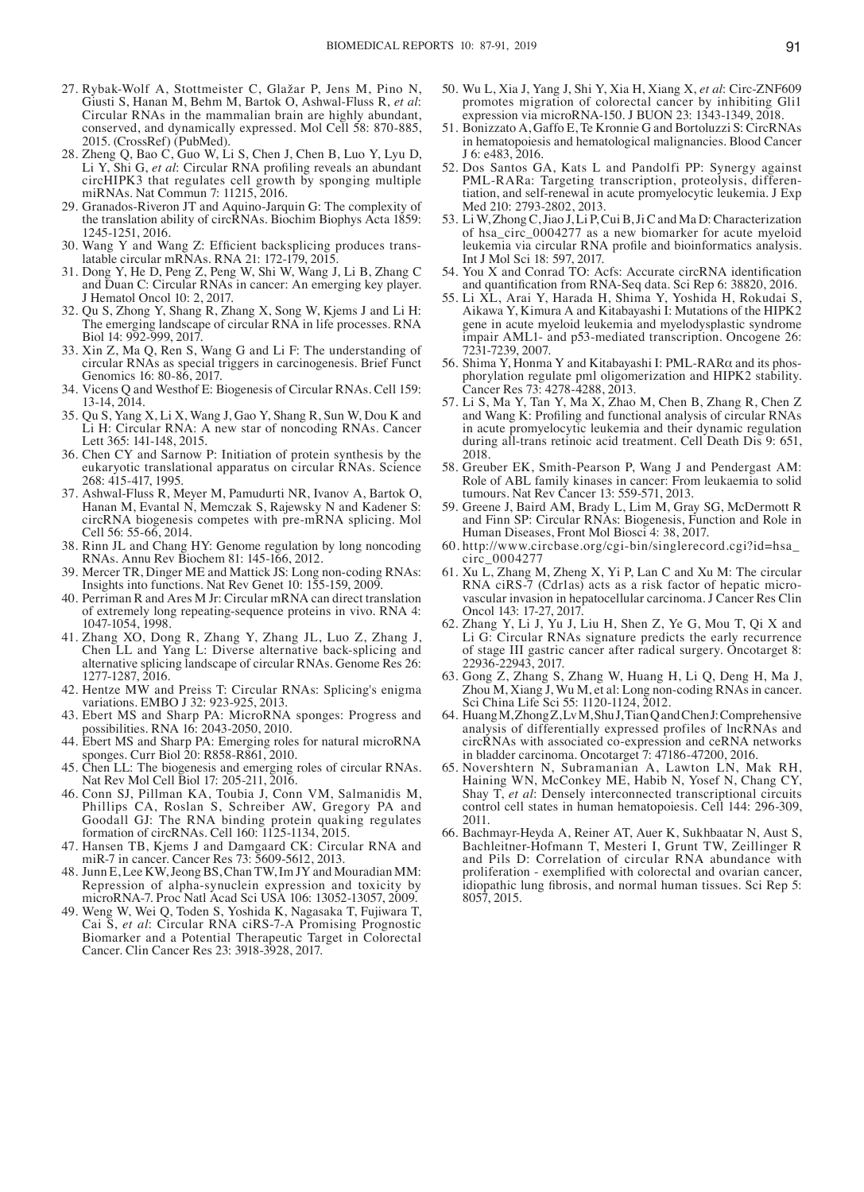27. Rybak-Wolf A, Stottmeister C, Glažar P, Jens M, Pino N, Giusti S, Hanan M, Behm M, Bartok O, Ashwal-Fluss R, *et al*: Circular RNAs in the mammalian brain are highly abundant, conserved, and dynamically expressed. Mol Cell 58: 870-885, 2015. (CrossRef) (PubMed).
28. Zheng Q, Bao C, Guo W, Li S, Chen J, Chen B, Luo Y, Lyu D, Li Y, Shi G, *et al*: Circular RNA profiling reveals an abundant circHIPK3 that regulates cell growth by sponging multiple miRNAs. Nat Commun 7: 11215, 2016.
29. Granados-Riveron JT and Aquino-Jarquin G: The complexity of the translation ability of circRNAs. Biochim Biophys Acta 1859: 1245-1251, 2016.
30. Wang Y and Wang Z: Efficient backsplicing produces translatable circular mRNAs. RNA 21: 172-179, 2015.
31. Dong Y, He D, Peng Z, Peng W, Shi W, Wang J, Li B, Zhang C and Duan C: Circular RNAs in cancer: An emerging key player. J Hematol Oncol 10: 2, 2017.
32. Qu S, Zhong Y, Shang R, Zhang X, Song W, Kjems J and Li H: The emerging landscape of circular RNA in life processes. RNA Biol 14: 992-999, 2017.
33. Xin Z, Ma Q, Ren S, Wang G and Li F: The understanding of circular RNAs as special triggers in carcinogenesis. Brief Funct Genomics 16: 80-86, 2017.
34. Vicens Q and Westhof E: Biogenesis of Circular RNAs. Cell 159: 13-14, 2014.
35. Qu S, Yang X, Li X, Wang J, Gao Y, Shang R, Sun W, Dou K and Li H: Circular RNA: A new star of noncoding RNAs. Cancer Lett 365: 141-148, 2015.
36. Chen CY and Sarnow P: Initiation of protein synthesis by the eukaryotic translational apparatus on circular RNAs. Science 268: 415-417, 1995.
37. Ashwal-Fluss R, Meyer M, Pamudurti NR, Ivanov A, Bartok O, Hanan M, Evantal N, Memczak S, Rajewsky N and Kadener S: circRNA biogenesis competes with pre-mRNA splicing. Mol Cell 56: 55-66, 2014.
38. Rinn JL and Chang HY: Genome regulation by long noncoding RNAs. Annu Rev Biochem 81: 145-166, 2012.
39. Mercer TR, Dinger ME and Mattick JS: Long non-coding RNAs: Insights into functions. Nat Rev Genet 10: 155-159, 2009.
40. Perriman R and Ares M Jr: Circular mRNA can direct translation of extremely long repeating-sequence proteins in vivo. RNA 4: 1047-1054, 1998.
41. Zhang XO, Dong R, Zhang Y, Zhang JL, Luo Z, Zhang J, Chen LL and Yang L: Diverse alternative back-splicing and alternative splicing landscape of circular RNAs. Genome Res 26: 1277-1287, 2016.
42. Hentze MW and Preiss T: Circular RNAs: Splicing's enigma variations. EMBO J 32: 923-925, 2013.
43. Ebert MS and Sharp PA: MicroRNA sponges: Progress and possibilities. RNA 16: 2043-2050, 2010.
44. Ebert MS and Sharp PA: Emerging roles for natural microRNA sponges. Curr Biol 20: R858-R861, 2010.
45. Chen LL: The biogenesis and emerging roles of circular RNAs. Nat Rev Mol Cell Biol 17: 205-211, 2016.
46. Conn SJ, Pillman KA, Toubia J, Conn VM, Salmanidis M, Phillips CA, Roslan S, Schreiber AW, Gregory PA and Goodall GJ: The RNA binding protein quaking regulates formation of circRNAs. Cell 160: 1125-1134, 2015.
47. Hansen TB, Kjems J and Damgaard CK: Circular RNA and miR-7 in cancer. Cancer Res 73: 5609-5612, 2013.
48. Junn E, Lee KW, Jeong BS, Chan TW, Im JY and Mouradian MM: Repression of alpha-synuclein expression and toxicity by microRNA-7. Proc Natl Acad Sci USA 106: 13052-13057, 2009.
49. Weng W, Wei Q, Toden S, Yoshida K, Nagasaka T, Fujiwara T, Cai S, *et al*: Circular RNA ciRS-7-A Promising Prognostic Biomarker and a Potential Therapeutic Target in Colorectal Cancer. Clin Cancer Res 23: 3918-3928, 2017.
50. Wu L, Xia J, Yang J, Shi Y, Xia H, Xiang X, *et al*: Circ-ZNF609 promotes migration of colorectal cancer by inhibiting Gli1 expression via microRNA-150. J BUON 23: 1343-1349, 2018.
51. Bonizzato A, Gaffo E, Te Kronnie G and Bortoluzzi S: CircRNAs in hematopoiesis and hematological malignancies. Blood Cancer J 6: e483, 2016.
52. Dos Santos GA, Kats L and Pandolfi PP: Synergy against PML-RARa: Targeting transcription, proteolysis, differentiation, and self-renewal in acute promyelocytic leukemia. J Exp Med 210: 2793-2802, 2013.
53. Li W, Zhong C, Jiao J, Li P, Cui B, Ji C and Ma D: Characterization of hsa_circ_0004277 as a new biomarker for acute myeloid leukemia via circular RNA profile and bioinformatics analysis. Int J Mol Sci 18: 597, 2017.
54. You X and Conrad TO: Acfs: Accurate circRNA identification and quantification from RNA-Seq data. Sci Rep 6: 38820, 2016.
55. Li XL, Arai Y, Harada H, Shima Y, Yoshida H, Rokudai S, Aikawa Y, Kimura A and Kitabayashi I: Mutations of the HIPK2 gene in acute myeloid leukemia and myelodysplastic syndrome impair AML1- and p53-mediated transcription. Oncogene 26: 7231-7239, 2007.
56. Shima Y, Honma Y and Kitabayashi I: PML-RARα and its phosphorylation regulate pml oligomerization and HIPK2 stability. Cancer Res 73: 4278-4288, 2013.
57. Li S, Ma Y, Tan Y, Ma X, Zhao M, Chen B, Zhang R, Chen Z and Wang K: Profiling and functional analysis of circular RNAs in acute promyelocytic leukemia and their dynamic regulation during all-trans retinoic acid treatment. Cell Death Dis 9: 651, 2018.
58. Greuber EK, Smith-Pearson P, Wang J and Pendergast AM: Role of ABL family kinases in cancer: From leukaemia to solid tumours. Nat Rev Cancer 13: 559-571, 2013.
59. Greene J, Baird AM, Brady L, Lim M, Gray SG, McDermott R and Finn SP: Circular RNAs: Biogenesis, Function and Role in Human Diseases, Front Mol Biosci 4: 38, 2017.
60. http://www.circbase.org/cgi-bin/singlerecord.cgi?id=hsa_circ_0004277
61. Xu L, Zhang M, Zheng X, Yi P, Lan C and Xu M: The circular RNA ciRS-7 (Cdr1as) acts as a risk factor of hepatic microvascular invasion in hepatocellular carcinoma. J Cancer Res Clin Oncol 143: 17-27, 2017.
62. Zhang Y, Li J, Yu J, Liu H, Shen Z, Ye G, Mou T, Qi X and Li G: Circular RNAs signature predicts the early recurrence of stage III gastric cancer after radical surgery. Oncotarget 8: 22936-22943, 2017.
63. Gong Z, Zhang S, Zhang W, Huang H, Li Q, Deng H, Ma J, Zhou M, Xiang J, Wu M, et al: Long non-coding RNAs in cancer. Sci China Life Sci 55: 1120-1124, 2012.
64. Huang M, Zhong Z, Lv M, Shu J, Tian Q and Chen J: Comprehensive analysis of differentially expressed profiles of lncRNAs and circRNAs with associated co-expression and ceRNA networks in bladder carcinoma. Oncotarget 7: 47186-47200, 2016.
65. Novershtern N, Subramanian A, Lawton LN, Mak RH, Haining WN, McConkey ME, Habib N, Yosef N, Chang CY, Shay T, *et al*: Densely interconnected transcriptional circuits control cell states in human hematopoiesis. Cell 144: 296-309, 2011.
66. Bachmayr-Heyda A, Reiner AT, Auer K, Sukhbaatar N, Aust S, Bachleitner-Hofmann T, Mesteri I, Grunt TW, Zeillinger R and Pils D: Correlation of circular RNA abundance with proliferation - exemplified with colorectal and ovarian cancer, idiopathic lung fibrosis, and normal human tissues. Sci Rep 5: 8057, 2015.